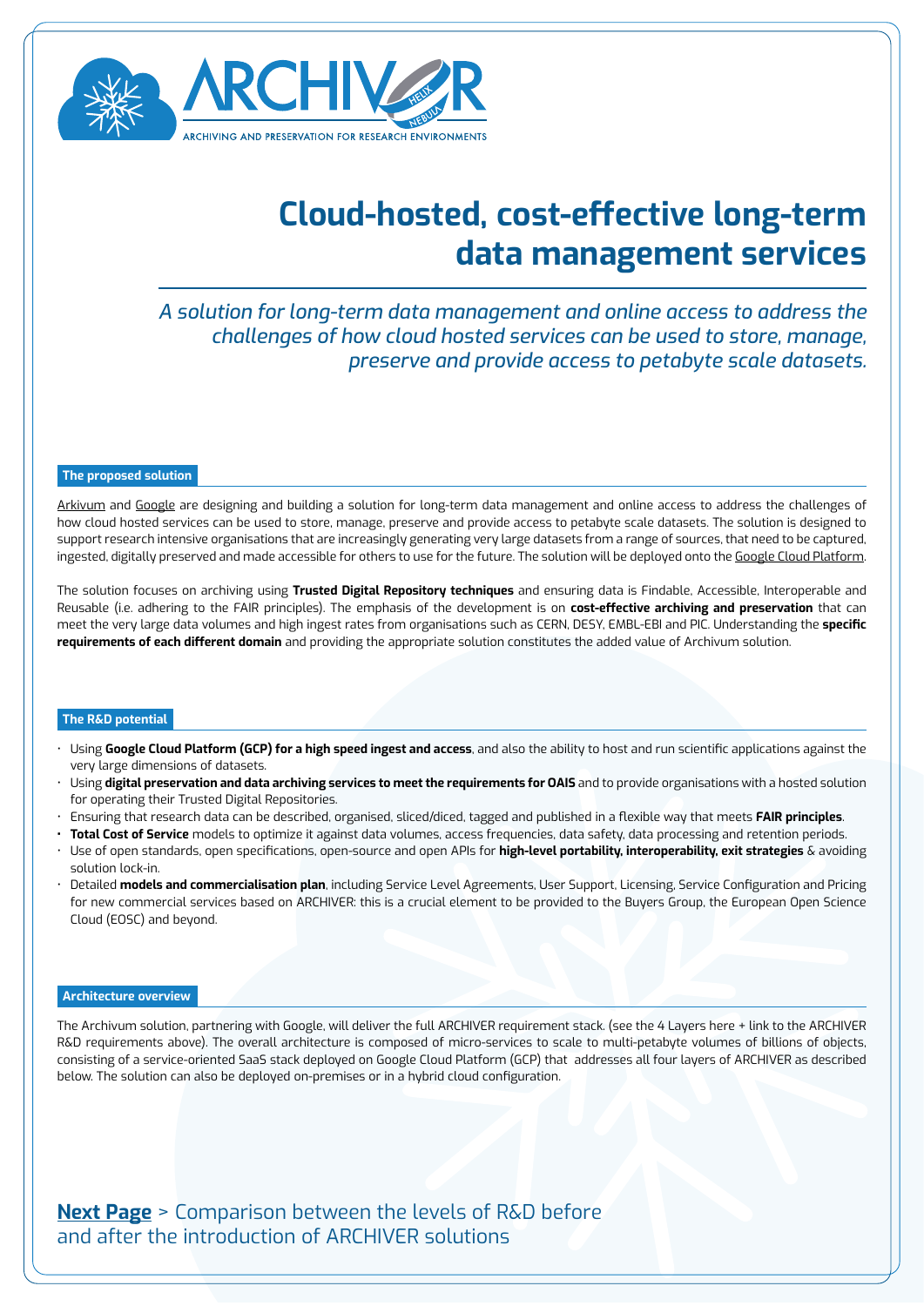ARCHIVER

ARCHIVING AND PRESERVATION FOR RESEARCH ENVIRONMENTS

# Cloud-hosted, cost-effective long-term data management services

*A solution for long-term data management and online access to address the challenges of how cloud hosted services can be used to store, manage, preserve and provide access to petabyte scale datasets.*

## The proposed solution

Arkivum and Google are designing and building a solution for long-term data management and online access to address the challenges of how cloud hosted services can be used to store, manage, preserve and provide access to petabyte scale datasets. The solution is designed to support research intensive organisations that are increasingly generating very large datasets from a range of sources, that need to be captured, ingested, digitally preserved and made accessible for others to use for the future. The solution will be deployed onto the Google Cloud Platform.

The solution focuses on archiving using **Trusted Digital Repository techniques** and ensuring data is Findable, Accessible, Interoperable and Reusable (i.e. adhering to the FAIR principles). The emphasis of the development is on **cost-effective archiving and preservation** that can meet the very large data volumes and high ingest rates from organisations such as CERN, DESY, EMBL-EBI and PIC. Understanding the **specific requirements of each different domain** and providing the appropriate solution constitutes the added value of Archivum solution.

## The R&D potential

- Using **Google Cloud Platform (GCP) for a high speed ingest and access**, and also the ability to host and run scientific applications against the very large dimensions of datasets.
- Using **digital preservation and data archiving services to meet the requirements for OAIS** and to provide organisations with a hosted solution for operating their Trusted Digital Repositories.
- Ensuring that research data can be described, organised, sliced/diced, tagged and published in a flexible way that meets **FAIR principles**.
- **Total Cost of Service** models to optimize it against data volumes, access frequencies, data safety, data processing and retention periods.
- Use of open standards, open specifications, open-source and open APIs for **high-level portability, interoperability, exit strategies** & avoiding solution lock-in.
- Detailed **models and commercialisation plan**, including Service Level Agreements, User Support, Licensing, Service Configuration and Pricing for new commercial services based on ARCHIVER: this is a crucial element to be provided to the Buyers Group, the European Open Science Cloud (EOSC) and beyond.

## Architecture overview

The Archivum solution, partnering with Google, will deliver the full ARCHIVER requirement stack. (see the 4 Layers here + link to the ARCHIVER R&D requirements above). The overall architecture is composed of micro-services to scale to multi-petabyte volumes of billions of objects, consisting of a service-oriented SaaS stack deployed on Google Cloud Platform (GCP) that addresses all four layers of ARCHIVER as described below. The solution can also be deployed on-premises or in a hybrid cloud configuration.

**Next Page** > Comparison between the levels of R&D before and after the introduction of ARCHIVER solutions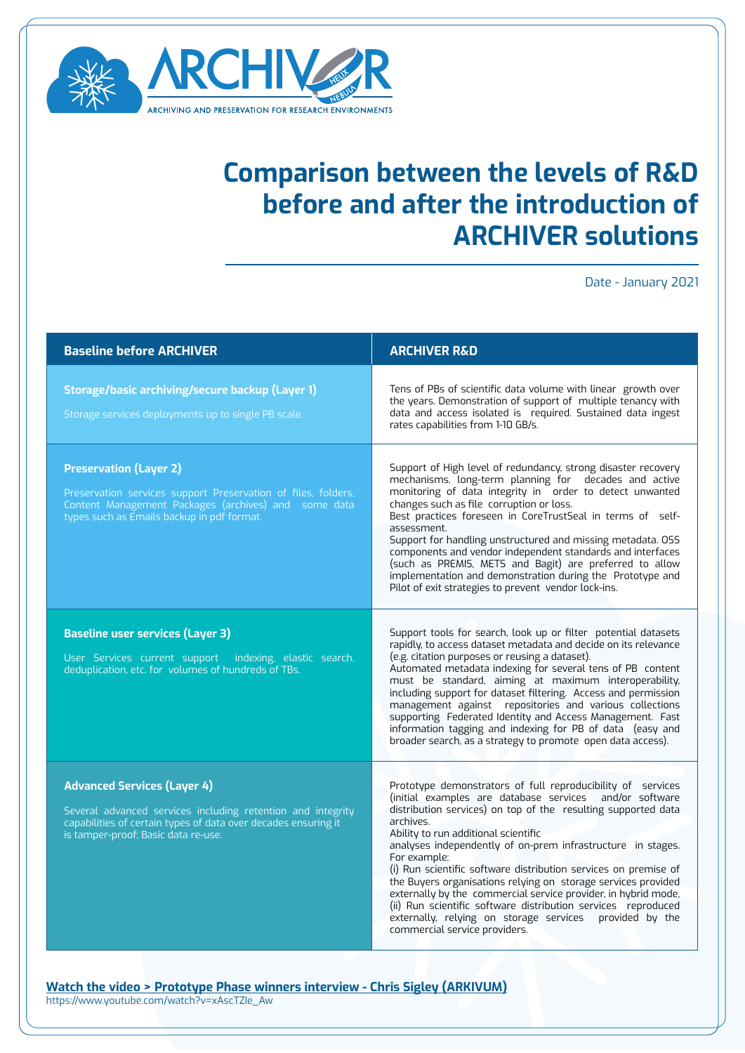# Comparison between the levels of R&D before and after the introduction of ARCHIVER solutions

Date - January 2021

| Baseline before ARCHIVER | ARCHIVER R&D |
|---|---|
| **Storage/basic archiving/secure backup (Layer 1)**<br><br>Storage services deployments up to single PB scale. | Tens of PBs of scientific data volume with linear growth over the years. Demonstration of support of multiple tenancy with data and access isolated is required. Sustained data ingest rates capabilities from 1-10 GB/s. |
| **Preservation (Layer 2)**<br><br>Preservation services support Preservation of files, folders, Content Management Packages (archives) and some data types such as Emails backup in pdf format. | Support of High level of redundancy, strong disaster recovery mechanisms, long-term planning for decades and active monitoring of data integrity in order to detect unwanted changes such as file corruption or loss.<br>Best practices foreseen in CoreTrustSeal in terms of self-assessment.<br>Support for handling unstructured and missing metadata. OSS components and vendor independent standards and interfaces (such as PREMIS, METS and Bagit) are preferred to allow implementation and demonstration during the Prototype and Pilot of exit strategies to prevent vendor lock-ins. |
| **Baseline user services (Layer 3)**<br><br>User Services current support indexing, elastic search, deduplication, etc. for volumes of hundreds of TBs. | Support tools for search, look up or filter potential datasets rapidly, to access dataset metadata and decide on its relevance (e.g. citation purposes or reusing a dataset).<br>Automated metadata indexing for several tens of PB content must be standard, aiming at maximum interoperability, including support for dataset filtering. Access and permission management against repositories and various collections supporting Federated Identity and Access Management. Fast information tagging and indexing for PB of data (easy and broader search, as a strategy to promote open data access). |
| **Advanced Services (Layer 4)**<br><br>Several advanced services including retention and integrity capabilities of certain types of data over decades ensuring it is tamper-proof; Basic data re-use. | Prototype demonstrators of full reproducibility of services (initial examples are database services and/or software distribution services) on top of the resulting supported data archives.<br>Ability to run additional scientific analyses independently of on-prem infrastructure in stages. For example:<br>(i) Run scientific software distribution services on premise of the Buyers organisations relying on storage services provided externally by the commercial service provider, in hybrid mode,<br>(ii) Run scientific software distribution services reproduced externally, relying on storage services provided by the commercial service providers. |

**Watch the video > Prototype Phase winners interview - Chris Sigley (ARKIVUM)**
https://www.youtube.com/watch?v=xAscTZIe_Aw